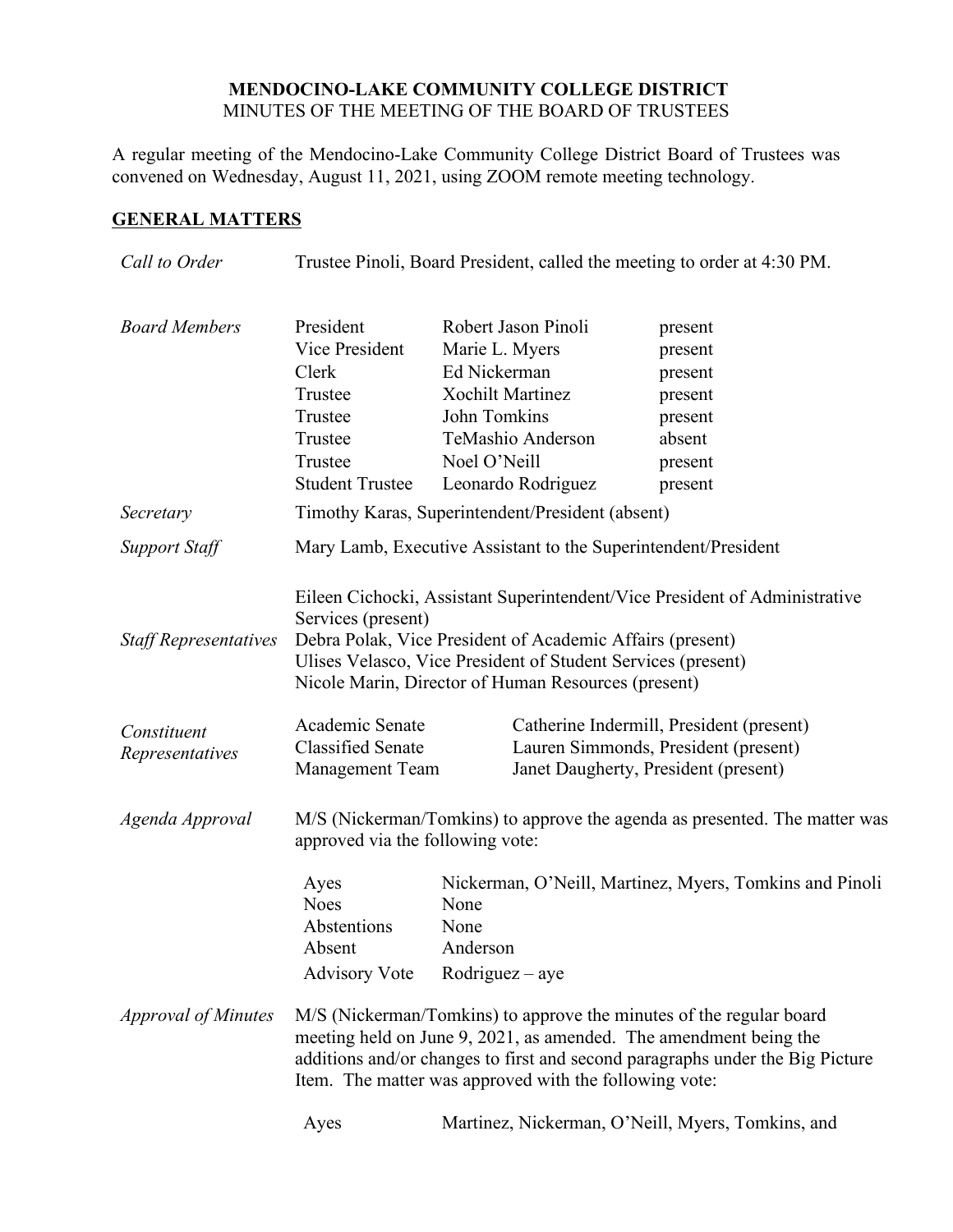# MENDOCINO-LAKE COMMUNITY COLLEGE DISTRICT

MINUTES OF THE MEETING OF THE BOARD OF TRUSTEES

A regular meeting of the Mendocino-Lake Community College District Board of Trustees was convened on Wednesday, August 11, 2021, using ZOOM remote meeting technology.

## GENERAL MATTERS

*Call to Order*

Trustee Pinoli, Board President, called the meeting to order at 4:30 PM.

*Board Members*

| | | |
|---|---|---|
| President | Robert Jason Pinoli | present |
| Vice President | Marie L. Myers | present |
| Clerk | Ed Nickerman | present |
| Trustee | Xochilt Martinez | present |
| Trustee | John Tomkins | present |
| Trustee | TeMashio Anderson | absent |
| Trustee | Noel O'Neill | present |
| Student Trustee | Leonardo Rodriguez | present |

*Secretary*

Timothy Karas, Superintendent/President (absent)

*Support Staff*

Mary Lamb, Executive Assistant to the Superintendent/President

*Staff Representatives*

Eileen Cichocki, Assistant Superintendent/Vice President of Administrative Services (present)
Debra Polak, Vice President of Academic Affairs (present)
Ulises Velasco, Vice President of Student Services (present)
Nicole Marin, Director of Human Resources (present)

*Constituent Representatives*

| | |
|---|---|
| Academic Senate | Catherine Indermill, President (present) |
| Classified Senate | Lauren Simmonds, President (present) |
| Management Team | Janet Daugherty, President (present) |

*Agenda Approval*

M/S (Nickerman/Tomkins) to approve the agenda as presented. The matter was approved via the following vote:

| | |
|---|---|
| Ayes | Nickerman, O'Neill, Martinez, Myers, Tomkins and Pinoli |
| Noes | None |
| Abstentions | None |
| Absent | Anderson |
| Advisory Vote | Rodriguez – aye |

*Approval of Minutes*

M/S (Nickerman/Tomkins) to approve the minutes of the regular board meeting held on June 9, 2021, as amended. The amendment being the additions and/or changes to first and second paragraphs under the Big Picture Item. The matter was approved with the following vote:

| | |
|---|---|
| Ayes | Martinez, Nickerman, O'Neill, Myers, Tomkins, and |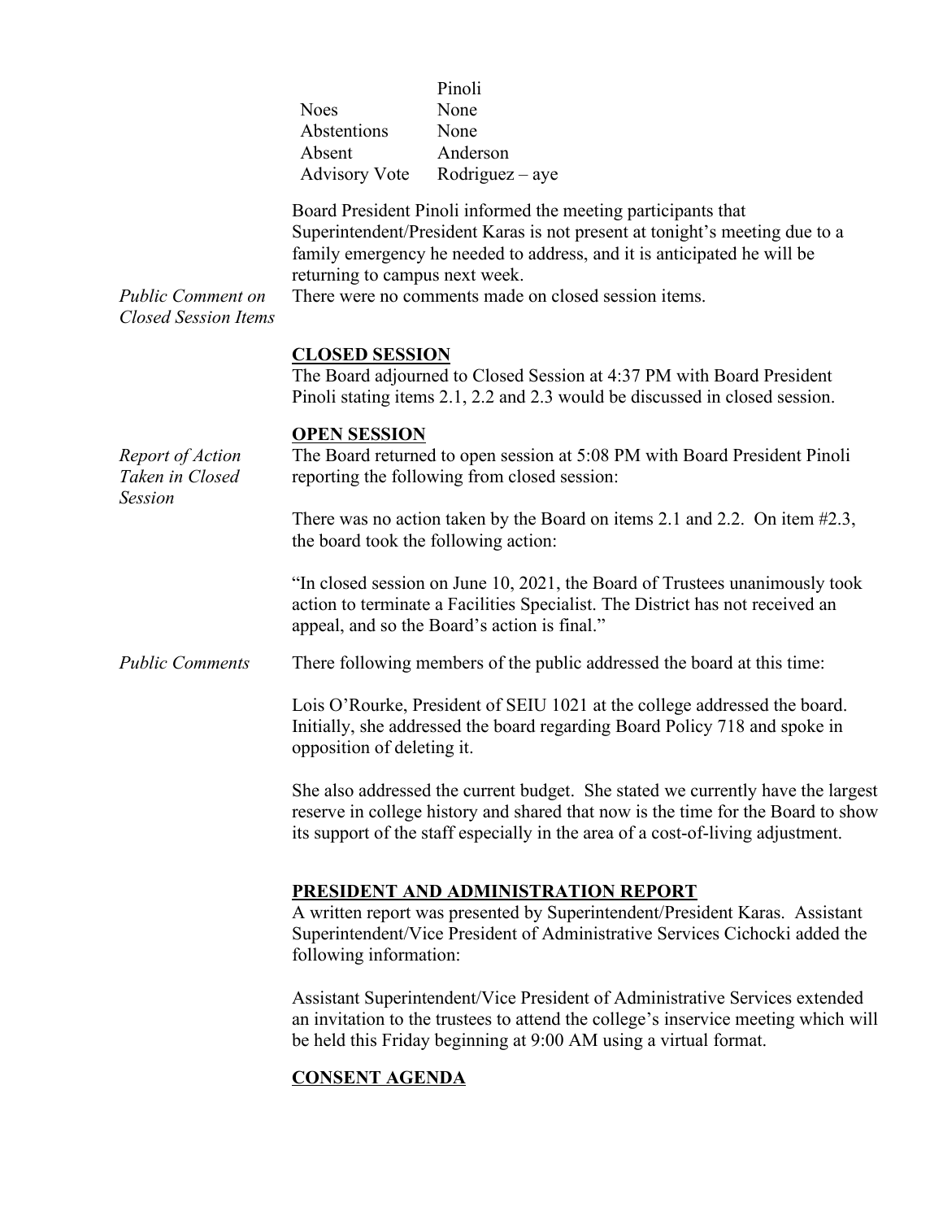| | |
|---|---|
| | Pinoli |
| Noes | None |
| Abstentions | None |
| Absent | Anderson |
| Advisory Vote | Rodriguez – aye |

Board President Pinoli informed the meeting participants that Superintendent/President Karas is not present at tonight's meeting due to a family emergency he needed to address, and it is anticipated he will be returning to campus next week.

*Public Comment on Closed Session Items*

There were no comments made on closed session items.

## **CLOSED SESSION**

The Board adjourned to Closed Session at 4:37 PM with Board President Pinoli stating items 2.1, 2.2 and 2.3 would be discussed in closed session.

## **OPEN SESSION**

*Report of Action Taken in Closed Session*

The Board returned to open session at 5:08 PM with Board President Pinoli reporting the following from closed session:

There was no action taken by the Board on items 2.1 and 2.2. On item #2.3, the board took the following action:

"In closed session on June 10, 2021, the Board of Trustees unanimously took action to terminate a Facilities Specialist. The District has not received an appeal, and so the Board's action is final."

*Public Comments*

There following members of the public addressed the board at this time:

Lois O'Rourke, President of SEIU 1021 at the college addressed the board. Initially, she addressed the board regarding Board Policy 718 and spoke in opposition of deleting it.

She also addressed the current budget. She stated we currently have the largest reserve in college history and shared that now is the time for the Board to show its support of the staff especially in the area of a cost-of-living adjustment.

## **PRESIDENT AND ADMINISTRATION REPORT**

A written report was presented by Superintendent/President Karas. Assistant Superintendent/Vice President of Administrative Services Cichocki added the following information:

Assistant Superintendent/Vice President of Administrative Services extended an invitation to the trustees to attend the college's inservice meeting which will be held this Friday beginning at 9:00 AM using a virtual format.

## **CONSENT AGENDA**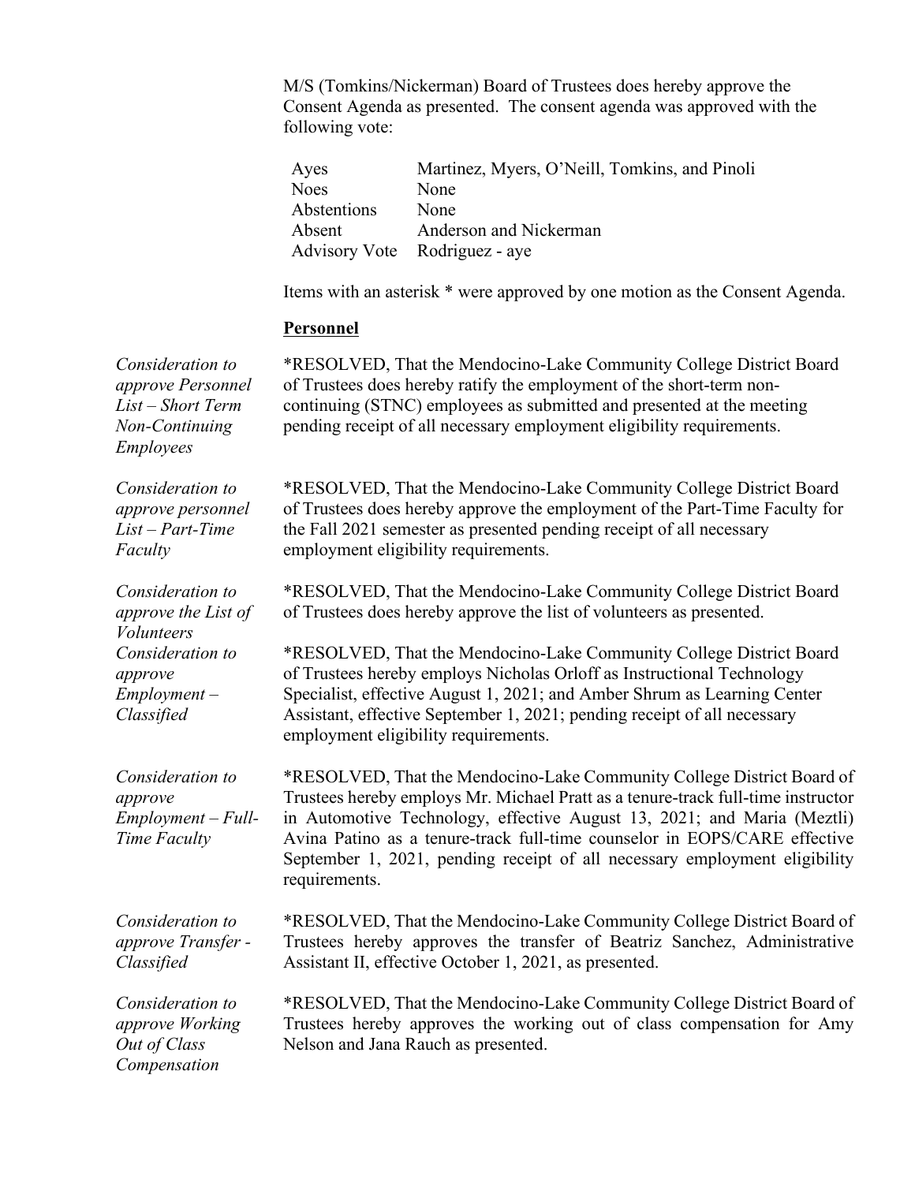M/S (Tomkins/Nickerman) Board of Trustees does hereby approve the Consent Agenda as presented. The consent agenda was approved with the following vote:

| | |
|---|---|
| Ayes | Martinez, Myers, O'Neill, Tomkins, and Pinoli |
| Noes | None |
| Abstentions | None |
| Absent | Anderson and Nickerman |
| Advisory Vote | Rodriguez - aye |

Items with an asterisk * were approved by one motion as the Consent Agenda.

**Personnel**

*Consideration to approve Personnel List – Short Term Non-Continuing Employees*

*RESOLVED, That the Mendocino-Lake Community College District Board of Trustees does hereby ratify the employment of the short-term non-continuing (STNC) employees as submitted and presented at the meeting pending receipt of all necessary employment eligibility requirements.

*Consideration to approve personnel List – Part-Time Faculty*

*RESOLVED, That the Mendocino-Lake Community College District Board of Trustees does hereby approve the employment of the Part-Time Faculty for the Fall 2021 semester as presented pending receipt of all necessary employment eligibility requirements.

*Consideration to approve the List of Volunteers*

*RESOLVED, That the Mendocino-Lake Community College District Board of Trustees does hereby approve the list of volunteers as presented.

*Consideration to approve Employment – Classified*

*RESOLVED, That the Mendocino-Lake Community College District Board of Trustees hereby employs Nicholas Orloff as Instructional Technology Specialist, effective August 1, 2021; and Amber Shrum as Learning Center Assistant, effective September 1, 2021; pending receipt of all necessary employment eligibility requirements.

*Consideration to approve Employment – Full-Time Faculty*

*RESOLVED, That the Mendocino-Lake Community College District Board of Trustees hereby employs Mr. Michael Pratt as a tenure-track full-time instructor in Automotive Technology, effective August 13, 2021; and Maria (Meztli) Avina Patino as a tenure-track full-time counselor in EOPS/CARE effective September 1, 2021, pending receipt of all necessary employment eligibility requirements.

*Consideration to approve Transfer - Classified*

*RESOLVED, That the Mendocino-Lake Community College District Board of Trustees hereby approves the transfer of Beatriz Sanchez, Administrative Assistant II, effective October 1, 2021, as presented.

*Consideration to approve Working Out of Class Compensation*

*RESOLVED, That the Mendocino-Lake Community College District Board of Trustees hereby approves the working out of class compensation for Amy Nelson and Jana Rauch as presented.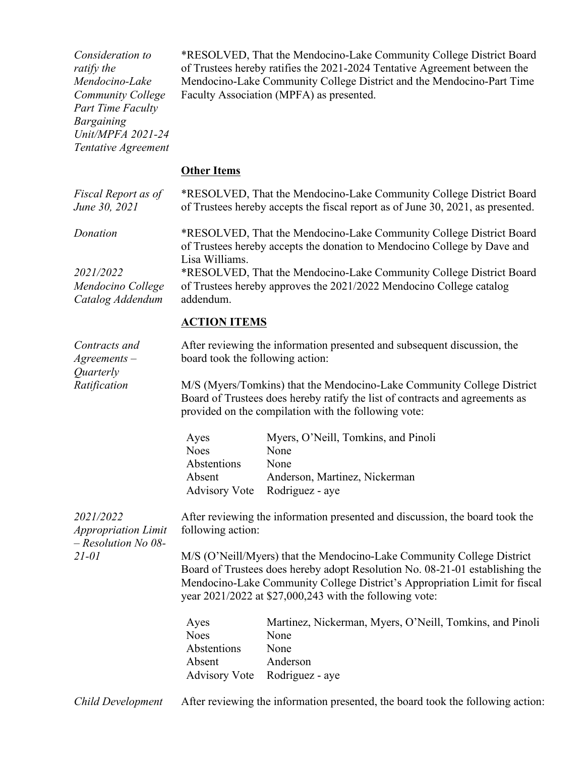*Consideration to ratify the Mendocino-Lake Community College Part Time Faculty Bargaining Unit/MPFA 2021-24 Tentative Agreement*

*RESOLVED, That the Mendocino-Lake Community College District Board of Trustees hereby ratifies the 2021-2024 Tentative Agreement between the Mendocino-Lake Community College District and the Mendocino-Part Time Faculty Association (MPFA) as presented.

**Other Items**

*Fiscal Report as of June 30, 2021*

*RESOLVED, That the Mendocino-Lake Community College District Board of Trustees hereby accepts the fiscal report as of June 30, 2021, as presented.

*Donation*

*RESOLVED, That the Mendocino-Lake Community College District Board of Trustees hereby accepts the donation to Mendocino College by Dave and Lisa Williams.

*2021/2022 Mendocino College Catalog Addendum*

*RESOLVED, That the Mendocino-Lake Community College District Board of Trustees hereby approves the 2021/2022 Mendocino College catalog addendum.

**ACTION ITEMS**

*Contracts and Agreements – Quarterly Ratification*

After reviewing the information presented and subsequent discussion, the board took the following action:

M/S (Myers/Tomkins) that the Mendocino-Lake Community College District Board of Trustees does hereby ratify the list of contracts and agreements as provided on the compilation with the following vote:

| | |
|---|---|
| Ayes | Myers, O'Neill, Tomkins, and Pinoli |
| Noes | None |
| Abstentions | None |
| Absent | Anderson, Martinez, Nickerman |
| Advisory Vote | Rodriguez - aye |

*2021/2022 Appropriation Limit – Resolution No 08-21-01*

After reviewing the information presented and discussion, the board took the following action:

M/S (O'Neill/Myers) that the Mendocino-Lake Community College District Board of Trustees does hereby adopt Resolution No. 08-21-01 establishing the Mendocino-Lake Community College District's Appropriation Limit for fiscal year 2021/2022 at $27,000,243 with the following vote:

| | |
|---|---|
| Ayes | Martinez, Nickerman, Myers, O'Neill, Tomkins, and Pinoli |
| Noes | None |
| Abstentions | None |
| Absent | Anderson |
| Advisory Vote | Rodriguez - aye |

*Child Development*

After reviewing the information presented, the board took the following action: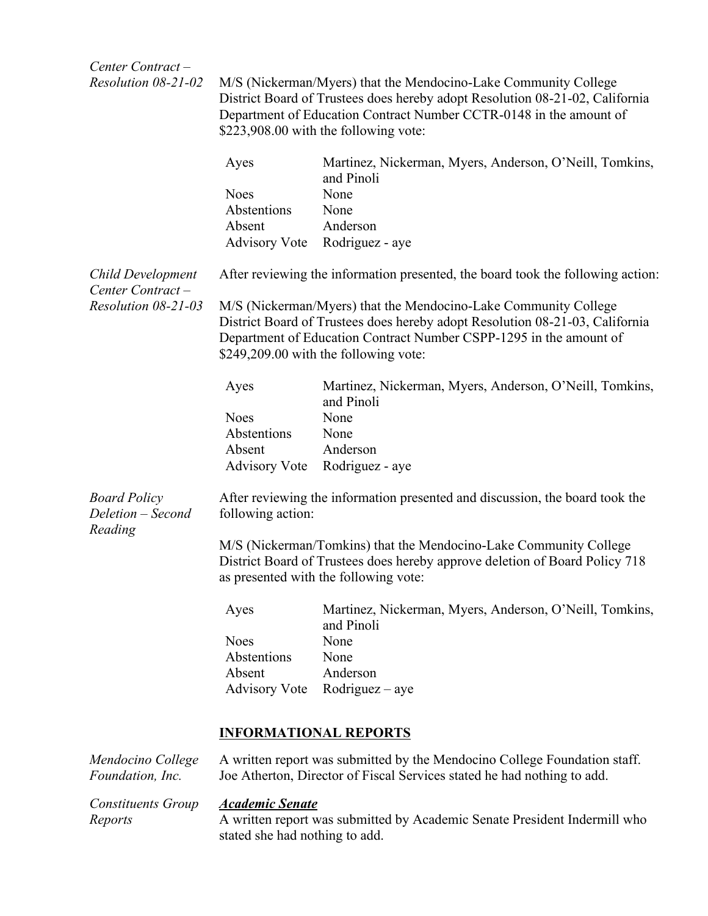*Center Contract – Resolution 08-21-02*

M/S (Nickerman/Myers) that the Mendocino-Lake Community College District Board of Trustees does hereby adopt Resolution 08-21-02, California Department of Education Contract Number CCTR-0148 in the amount of $223,908.00 with the following vote:

| | |
|---|---|
| Ayes | Martinez, Nickerman, Myers, Anderson, O'Neill, Tomkins, and Pinoli |
| Noes | None |
| Abstentions | None |
| Absent | Anderson |
| Advisory Vote | Rodriguez - aye |

*Child Development Center Contract – Resolution 08-21-03*

After reviewing the information presented, the board took the following action:

M/S (Nickerman/Myers) that the Mendocino-Lake Community College District Board of Trustees does hereby adopt Resolution 08-21-03, California Department of Education Contract Number CSPP-1295 in the amount of $249,209.00 with the following vote:

| | |
|---|---|
| Ayes | Martinez, Nickerman, Myers, Anderson, O'Neill, Tomkins, and Pinoli |
| Noes | None |
| Abstentions | None |
| Absent | Anderson |
| Advisory Vote | Rodriguez - aye |

*Board Policy Deletion – Second Reading*

After reviewing the information presented and discussion, the board took the following action:

M/S (Nickerman/Tomkins) that the Mendocino-Lake Community College District Board of Trustees does hereby approve deletion of Board Policy 718 as presented with the following vote:

| | |
|---|---|
| Ayes | Martinez, Nickerman, Myers, Anderson, O'Neill, Tomkins, and Pinoli |
| Noes | None |
| Abstentions | None |
| Absent | Anderson |
| Advisory Vote | Rodriguez – aye |

## INFORMATIONAL REPORTS

*Mendocino College Foundation, Inc.*

A written report was submitted by the Mendocino College Foundation staff. Joe Atherton, Director of Fiscal Services stated he had nothing to add.

*Constituents Group Reports*

***Academic Senate***

A written report was submitted by Academic Senate President Indermill who stated she had nothing to add.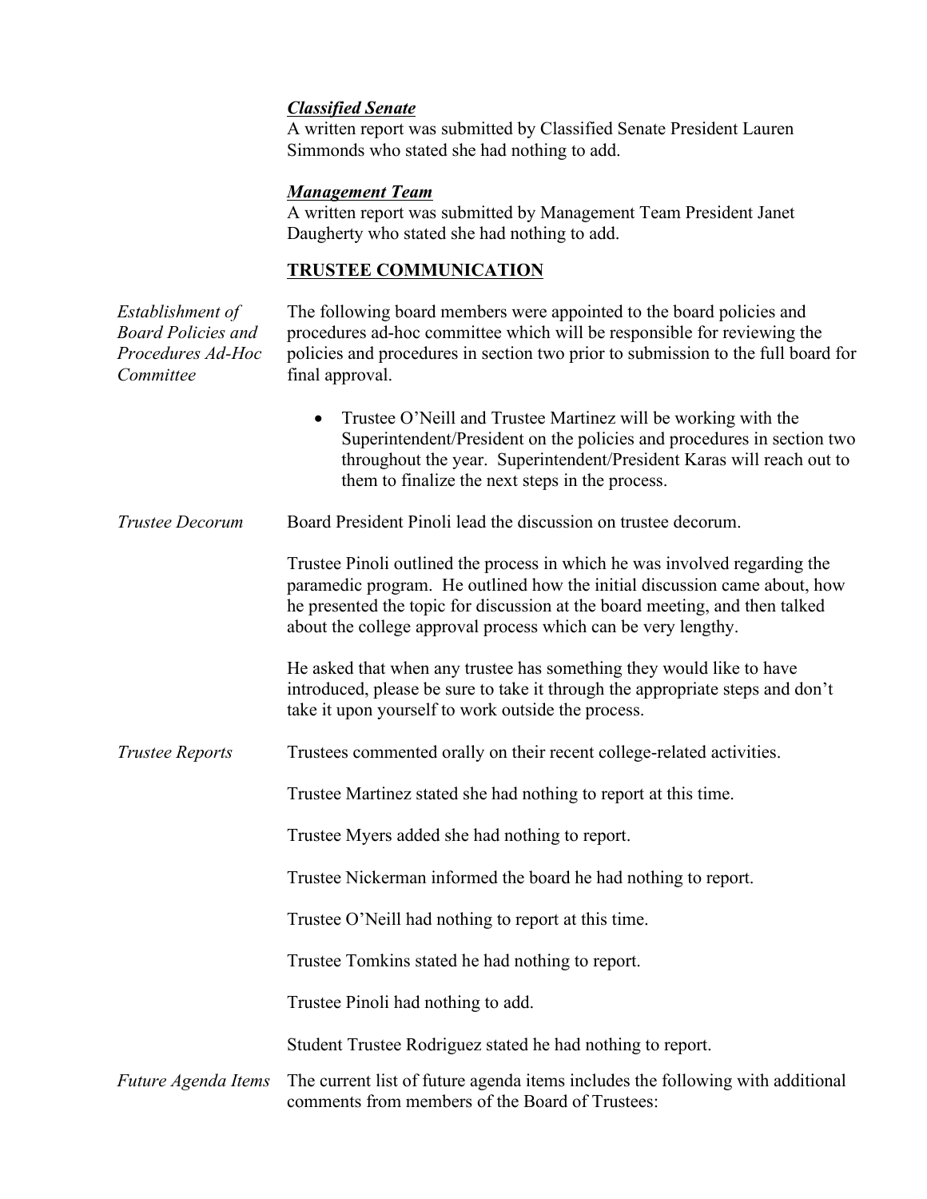***Classified Senate***

A written report was submitted by Classified Senate President Lauren Simmonds who stated she had nothing to add.

***Management Team***

A written report was submitted by Management Team President Janet Daugherty who stated she had nothing to add.

## TRUSTEE COMMUNICATION

*Establishment of Board Policies and Procedures Ad-Hoc Committee*

The following board members were appointed to the board policies and procedures ad-hoc committee which will be responsible for reviewing the policies and procedures in section two prior to submission to the full board for final approval.

- Trustee O'Neill and Trustee Martinez will be working with the Superintendent/President on the policies and procedures in section two throughout the year. Superintendent/President Karas will reach out to them to finalize the next steps in the process.

*Trustee Decorum*

Board President Pinoli lead the discussion on trustee decorum.

Trustee Pinoli outlined the process in which he was involved regarding the paramedic program. He outlined how the initial discussion came about, how he presented the topic for discussion at the board meeting, and then talked about the college approval process which can be very lengthy.

He asked that when any trustee has something they would like to have introduced, please be sure to take it through the appropriate steps and don't take it upon yourself to work outside the process.

*Trustee Reports*

Trustees commented orally on their recent college-related activities.

Trustee Martinez stated she had nothing to report at this time.

Trustee Myers added she had nothing to report.

Trustee Nickerman informed the board he had nothing to report.

Trustee O'Neill had nothing to report at this time.

Trustee Tomkins stated he had nothing to report.

Trustee Pinoli had nothing to add.

Student Trustee Rodriguez stated he had nothing to report.

*Future Agenda Items*

The current list of future agenda items includes the following with additional comments from members of the Board of Trustees: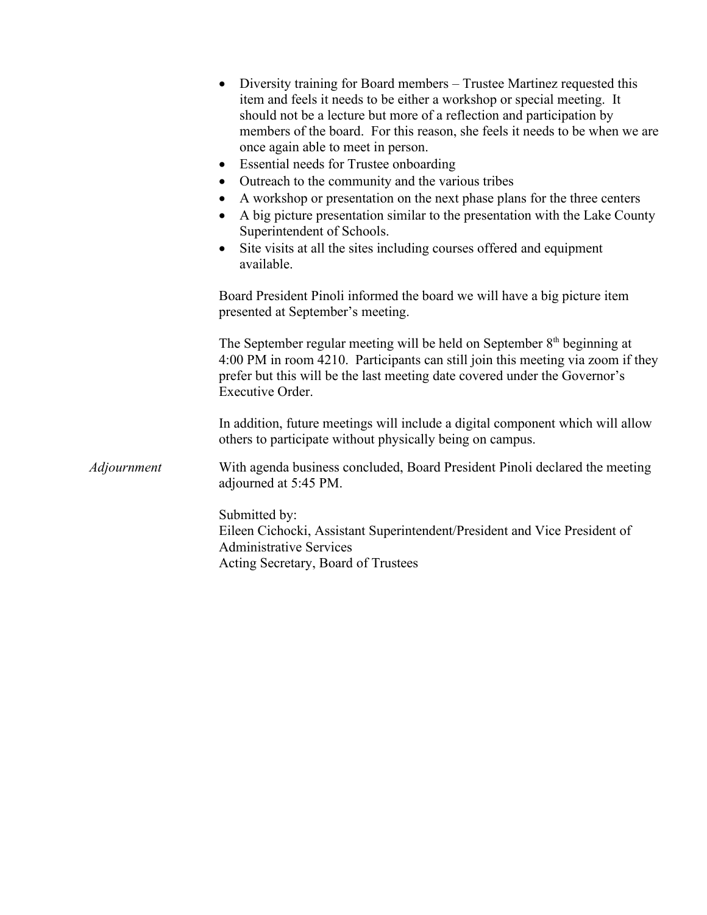- Diversity training for Board members – Trustee Martinez requested this item and feels it needs to be either a workshop or special meeting. It should not be a lecture but more of a reflection and participation by members of the board. For this reason, she feels it needs to be when we are once again able to meet in person.
- Essential needs for Trustee onboarding
- Outreach to the community and the various tribes
- A workshop or presentation on the next phase plans for the three centers
- A big picture presentation similar to the presentation with the Lake County Superintendent of Schools.
- Site visits at all the sites including courses offered and equipment available.

Board President Pinoli informed the board we will have a big picture item presented at September's meeting.

The September regular meeting will be held on September 8th beginning at 4:00 PM in room 4210. Participants can still join this meeting via zoom if they prefer but this will be the last meeting date covered under the Governor's Executive Order.

In addition, future meetings will include a digital component which will allow others to participate without physically being on campus.

*Adjournment*

With agenda business concluded, Board President Pinoli declared the meeting adjourned at 5:45 PM.

Submitted by:
Eileen Cichocki, Assistant Superintendent/President and Vice President of Administrative Services
Acting Secretary, Board of Trustees